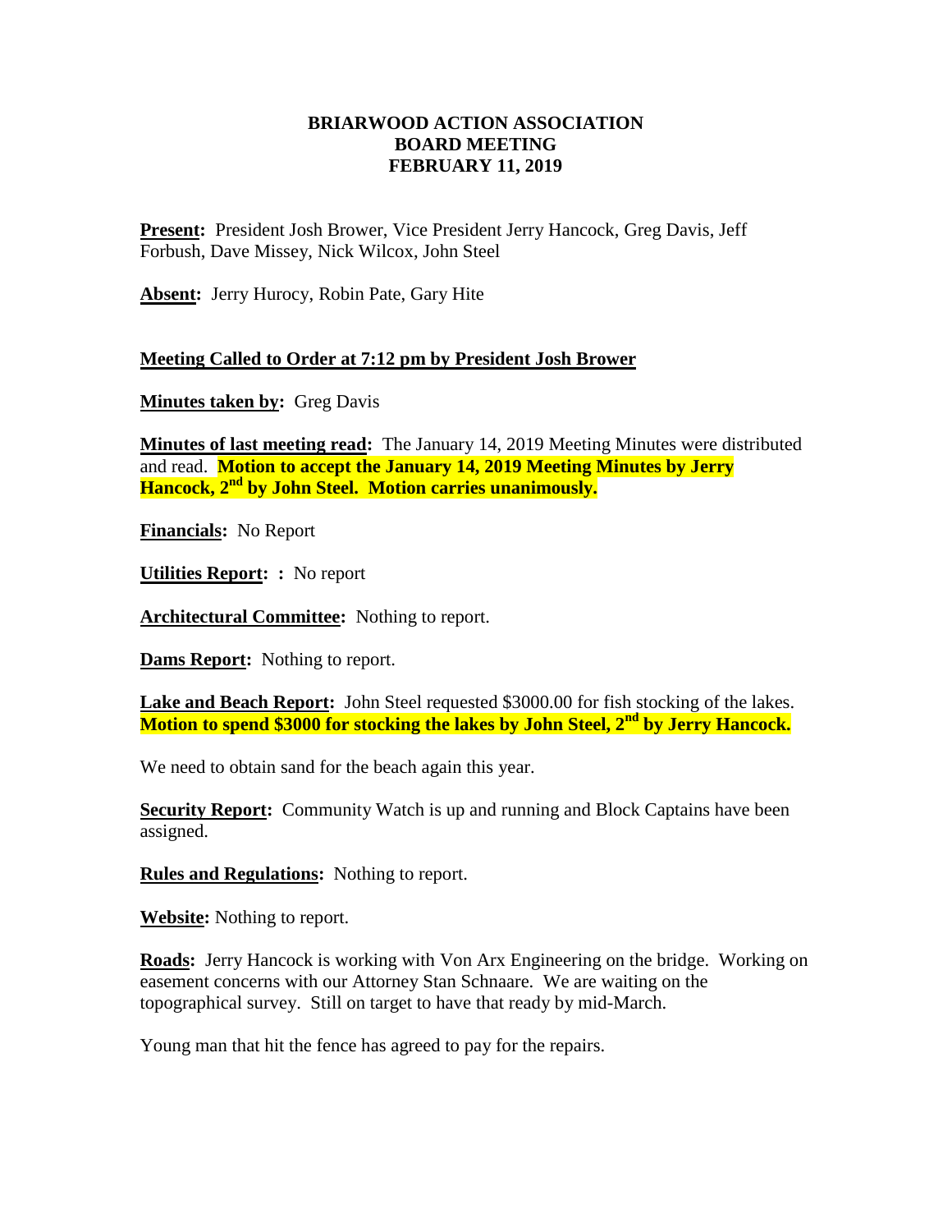# BRIARWOOD ACTION ASSOCIATION
## BOARD MEETING
## FEBRUARY 11, 2019

**Present:** President Josh Brower, Vice President Jerry Hancock, Greg Davis, Jeff Forbush, Dave Missey, Nick Wilcox, John Steel

**Absent:** Jerry Hurocy, Robin Pate, Gary Hite

**Meeting Called to Order at 7:12 pm by President Josh Brower**

**Minutes taken by:** Greg Davis

**Minutes of last meeting read:** The January 14, 2019 Meeting Minutes were distributed and read. **Motion to accept the January 14, 2019 Meeting Minutes by Jerry Hancock, 2nd by John Steel. Motion carries unanimously.**

**Financials:** No Report

**Utilities Report: :** No report

**Architectural Committee:** Nothing to report.

**Dams Report:** Nothing to report.

**Lake and Beach Report:** John Steel requested $3000.00 for fish stocking of the lakes. **Motion to spend $3000 for stocking the lakes by John Steel, 2nd by Jerry Hancock.**

We need to obtain sand for the beach again this year.

**Security Report:** Community Watch is up and running and Block Captains have been assigned.

**Rules and Regulations:** Nothing to report.

**Website:** Nothing to report.

**Roads:** Jerry Hancock is working with Von Arx Engineering on the bridge. Working on easement concerns with our Attorney Stan Schnaare. We are waiting on the topographical survey. Still on target to have that ready by mid-March.

Young man that hit the fence has agreed to pay for the repairs.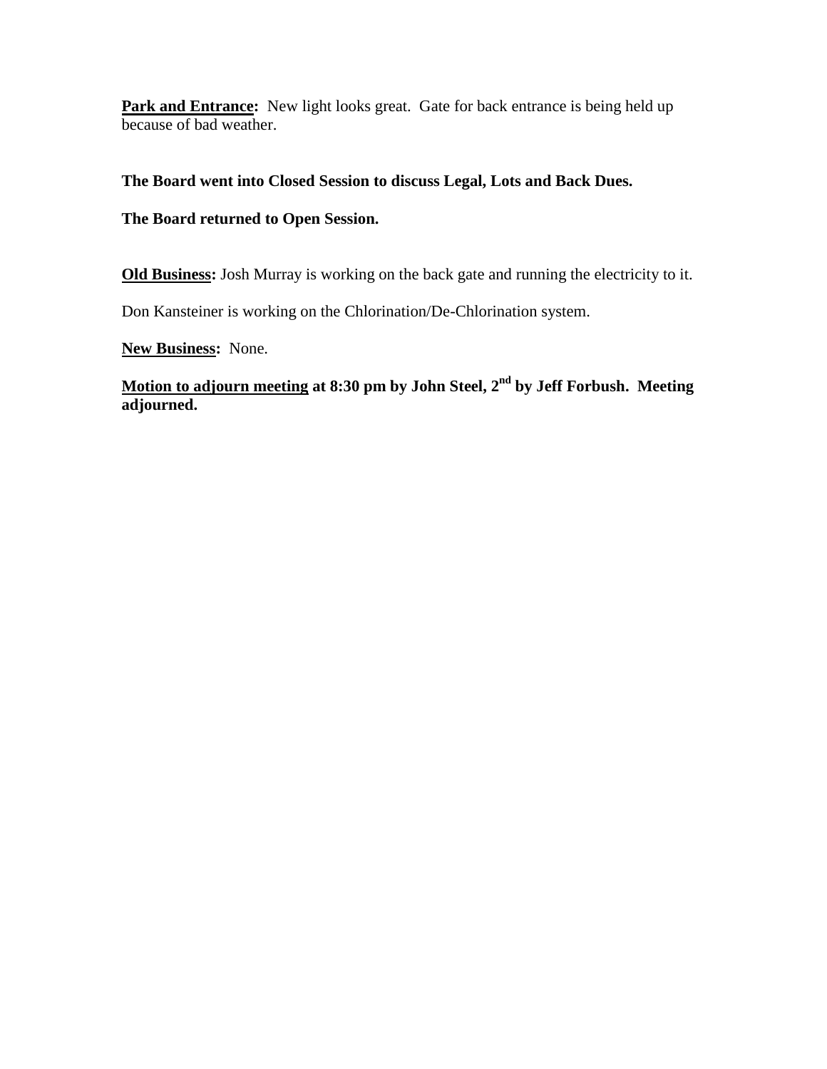**Park and Entrance:** New light looks great. Gate for back entrance is being held up because of bad weather.

**The Board went into Closed Session to discuss Legal, Lots and Back Dues.**

**The Board returned to Open Session.**

**Old Business:** Josh Murray is working on the back gate and running the electricity to it.

Don Kansteiner is working on the Chlorination/De-Chlorination system.

**New Business:** None.

**Motion to adjourn meeting at 8:30 pm by John Steel, 2nd by Jeff Forbush. Meeting adjourned.**